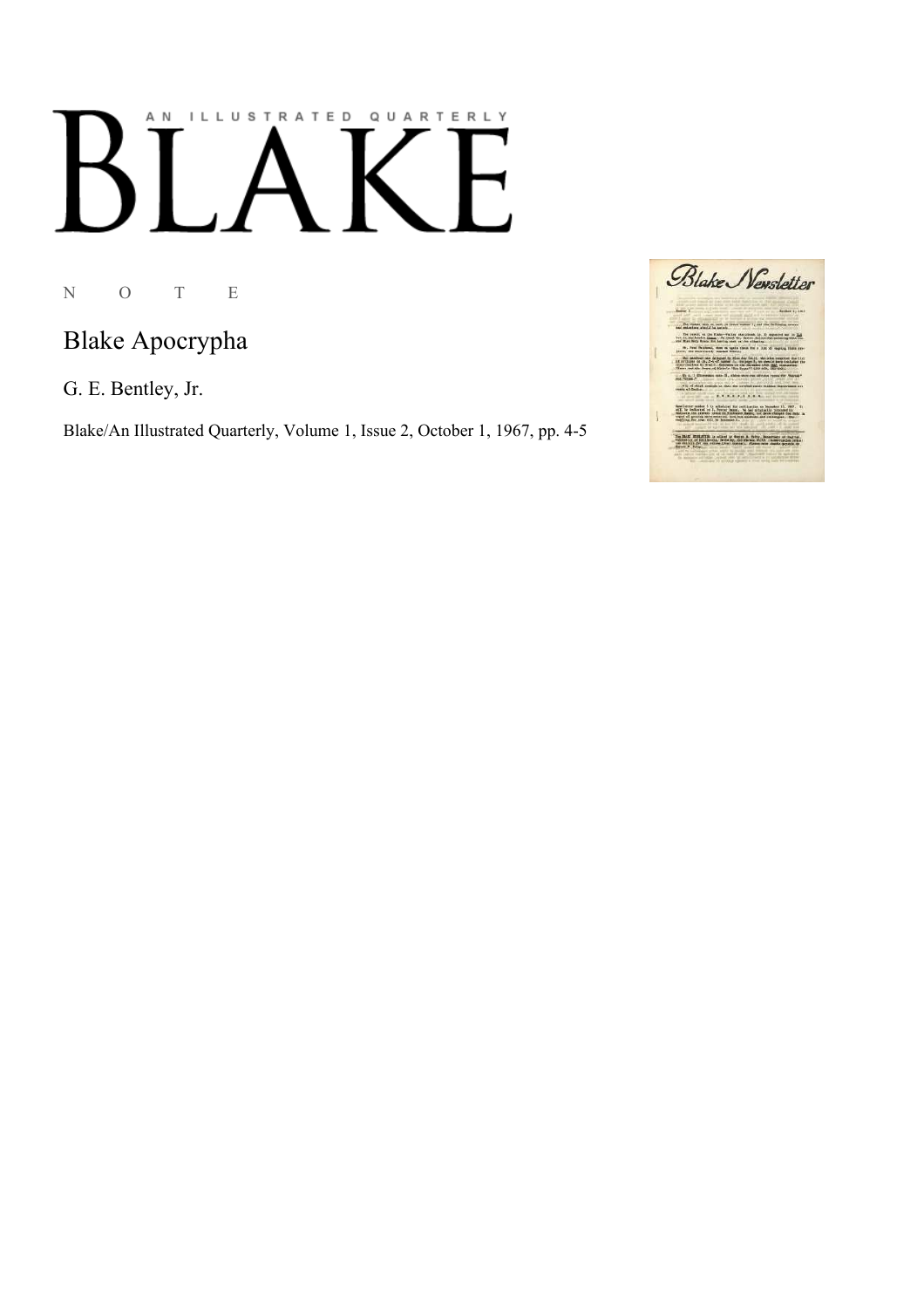A N I L L U S T R A T E D Q U A R T E R L Y

# BLAKE

N O T E

## Blake Apocrypha

G. E. Bentley, Jr.

Blake/An Illustrated Quarterly, Volume 1, Issue 2, October 1, 1967, pp. 4-5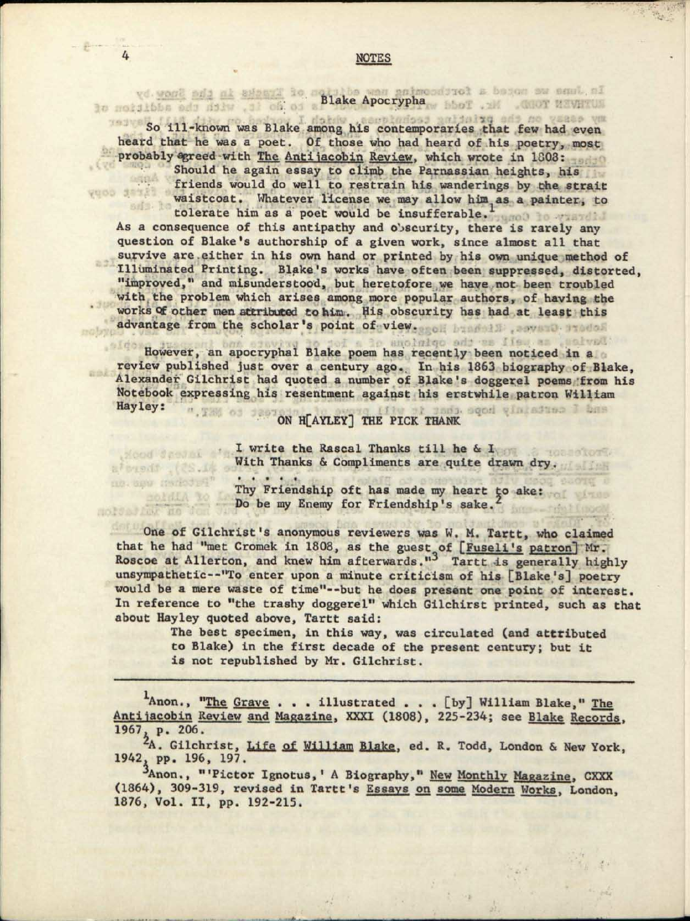## NOTES

### Blake Apocrypha

So ill-known was Blake among his contemporaries that few had even heard that he was a poet. Of those who had heard of his poetry, most probably agreed with The Antijacobin Review, which wrote in 1808:

> Should he again essay to climb the Parnassian heights, his friends would do well to restrain his wanderings by the strait waistcoat. Whatever license we may allow him as a painter, to tolerate him as a poet would be insufferable.[1]

As a consequence of this antipathy and obscurity, there is rarely any question of Blake's authorship of a given work, since almost all that survive are either in his own hand or printed by his own unique method of Illuminated Printing. Blake's works have often been suppressed, distorted, "improved," and misunderstood, but heretofore we have not been troubled with the problem which arises among more popular authors, of having the works of other men attributed to him. His obscurity has had at least this advantage from the scholar's point of view.

However, an apocryphal Blake poem has recently been noticed in a review published just over a century ago. In his 1863 biography of Blake, Alexander Gilchrist had quoted a number of Blake's doggerel poems from his Notebook expressing his resentment against his erstwhile patron William Hayley:

> ON H[AYLEY] THE PICK THANK
>
> I write the Rascal Thanks till he & I
> With Thanks & Compliments are quite drawn dry.
> . . . . .
> Thy Friendship oft has made my heart to ake:
> Do be my Enemy for Friendship's sake.[2]

One of Gilchrist's anonymous reviewers was W. M. Tartt, who claimed that he had "met Cromek in 1808, as the guest of [Fuseli's patron] Mr. Roscoe at Allerton, and knew him afterwards."[3] Tartt is generally highly unsympathetic--"To enter upon a minute criticism of his [Blake's] poetry would be a mere waste of time"--but he does present one point of interest. In reference to "the trashy doggerel" which Gilchirst printed, such as that about Hayley quoted above, Tartt said:

> The best specimen, in this way, was circulated (and attributed to Blake) in the first decade of the present century; but it is not republished by Mr. Gilchrist.

---

[1] Anon., "The Grave . . . illustrated . . . [by] William Blake," The Antijacobin Review and Magazine, XXXI (1808), 225-234; see Blake Records, 1967, p. 206.

[2] A. Gilchrist, Life of William Blake, ed. R. Todd, London & New York, 1942, pp. 196, 197.

[3] Anon., "'Pictor Ignotus,' A Biography," New Monthly Magazine, CXXX (1864), 309-319, revised in Tartt's Essays on some Modern Works, London, 1876, Vol. II, pp. 192-215.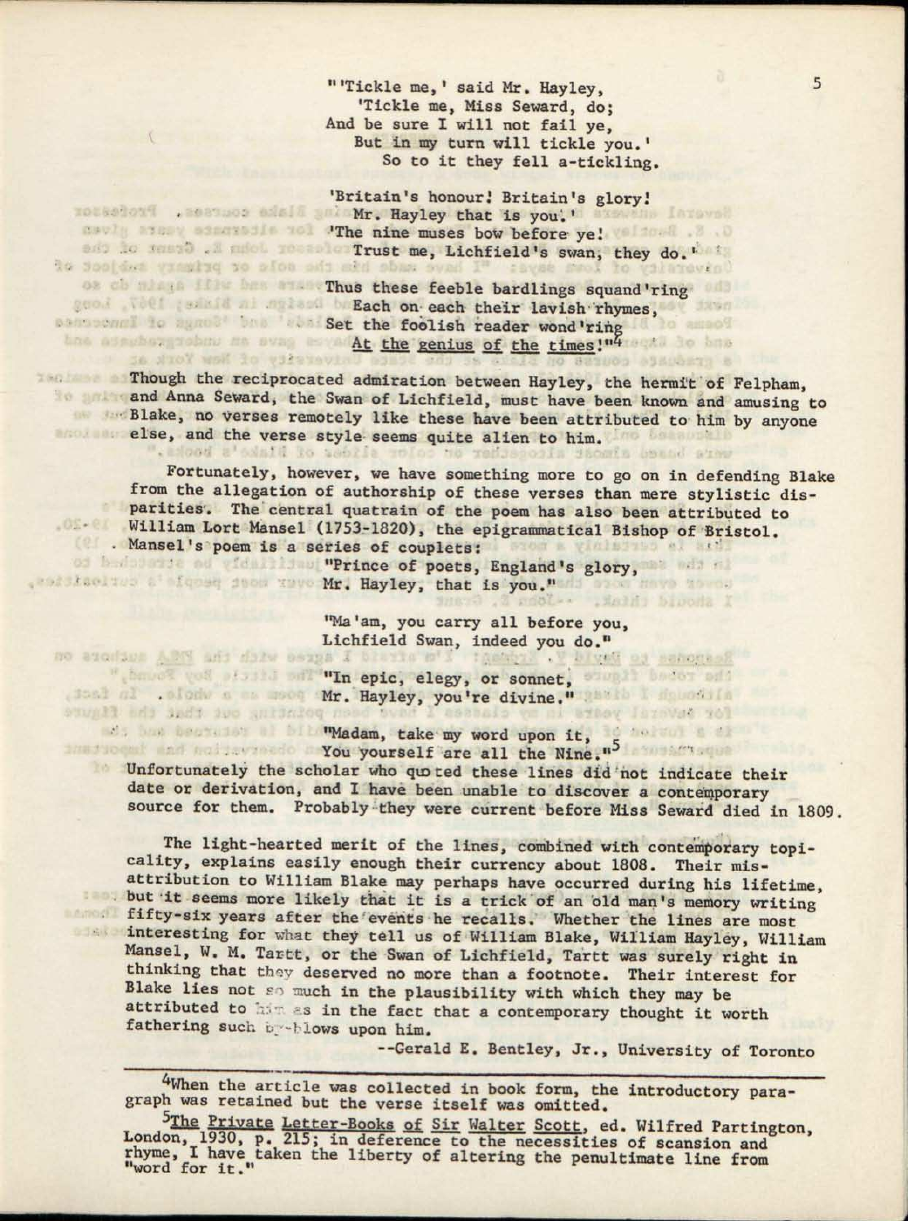"'Tickle me,' said Mr. Hayley,
'Tickle me, Miss Seward, do;
And be sure I will not fail ye,
But in my turn will tickle you.'
So to it they fell a-tickling.

'Britain's honour! Britain's glory!
Mr. Hayley that is you.'
'The nine muses bow before ye!
Trust me, Lichfield's swan, they do.'

Thus these feeble bardlings squand'ring
Each on each their lavish rhymes,
Set the foolish reader wond'ring
At the genius of the times!"[4]

Though the reciprocated admiration between Hayley, the hermit of Felpham, and Anna Seward, the Swan of Lichfield, must have been known and amusing to Blake, no verses remotely like these have been attributed to him by anyone else, and the verse style seems quite alien to him.

Fortunately, however, we have something more to go on in defending Blake from the allegation of authorship of these verses than mere stylistic disparities. The central quatrain of the poem has also been attributed to William Lort Mansel (1753-1820), the epigrammatical Bishop of Bristol. Mansel's poem is a series of couplets:

"Prince of poets, England's glory,
Mr. Hayley, that is you."

"Ma'am, you carry all before you,
Lichfield Swan, indeed you do."

"In epic, elegy, or sonnet,
Mr. Hayley, you're divine."

"Madam, take my word upon it,
You yourself are all the Nine."[5]

Unfortunately the scholar who quoted these lines did not indicate their date or derivation, and I have been unable to discover a contemporary source for them. Probably they were current before Miss Seward died in 1809.

The light-hearted merit of the lines, combined with contemporary topicality, explains easily enough their currency about 1808. Their misattribution to William Blake may perhaps have occurred during his lifetime, but it seems more likely that it is a trick of an old man's memory writing fifty-six years after the events he recalls. Whether the lines are most interesting for what they tell us of William Blake, William Hayley, William Mansel, W. M. Tartt, or the Swan of Lichfield, Tartt was surely right in thinking that they deserved no more than a footnote. Their interest for Blake lies not so much in the plausibility with which they may be attributed to him as in the fact that a contemporary thought it worth fathering such by-blows upon him.

--Gerald E. Bentley, Jr., University of Toronto

---

[4] When the article was collected in book form, the introductory paragraph was retained but the verse itself was omitted.

[5] The Private Letter-Books of Sir Walter Scott, ed. Wilfred Partington, London, 1930, p. 215; in deference to the necessities of scansion and rhyme, I have taken the liberty of altering the penultimate line from "word for it."